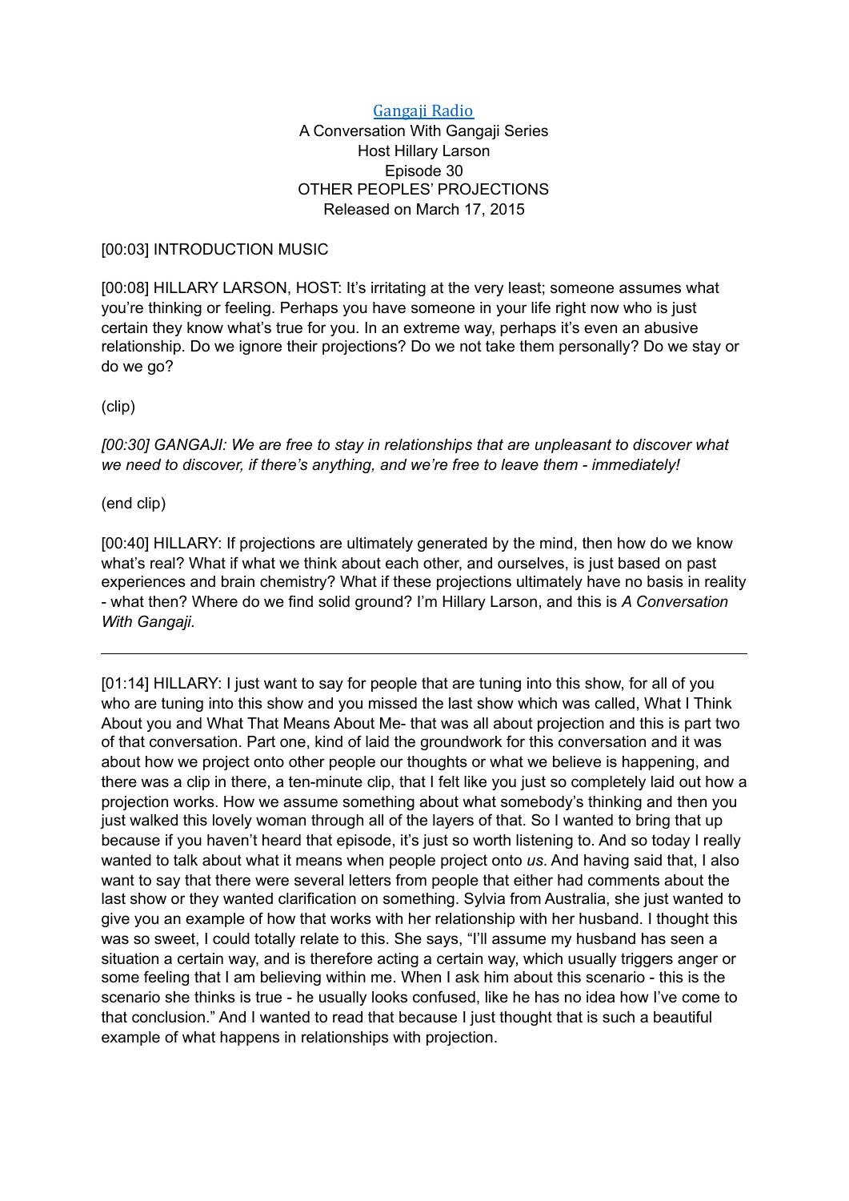[Gangaji Radio](#)
A Conversation With Gangaji Series
Host Hillary Larson
Episode 30
OTHER PEOPLES' PROJECTIONS
Released on March 17, 2015

[00:03] INTRODUCTION MUSIC

[00:08] HILLARY LARSON, HOST: It's irritating at the very least; someone assumes what you're thinking or feeling. Perhaps you have someone in your life right now who is just certain they know what's true for you. In an extreme way, perhaps it's even an abusive relationship. Do we ignore their projections? Do we not take them personally? Do we stay or do we go?

(clip)

*[00:30] GANGAJI: We are free to stay in relationships that are unpleasant to discover what we need to discover, if there's anything, and we're free to leave them - immediately!*

(end clip)

[00:40] HILLARY: If projections are ultimately generated by the mind, then how do we know what's real? What if what we think about each other, and ourselves, is just based on past experiences and brain chemistry? What if these projections ultimately have no basis in reality - what then? Where do we find solid ground? I'm Hillary Larson, and this is *A Conversation With Gangaji.*

---

[01:14] HILLARY: I just want to say for people that are tuning into this show, for all of you who are tuning into this show and you missed the last show which was called, What I Think About you and What That Means About Me- that was all about projection and this is part two of that conversation. Part one, kind of laid the groundwork for this conversation and it was about how we project onto other people our thoughts or what we believe is happening, and there was a clip in there, a ten-minute clip, that I felt like you just so completely laid out how a projection works. How we assume something about what somebody's thinking and then you just walked this lovely woman through all of the layers of that. So I wanted to bring that up because if you haven't heard that episode, it's just so worth listening to. And so today I really wanted to talk about what it means when people project onto *us*. And having said that, I also want to say that there were several letters from people that either had comments about the last show or they wanted clarification on something. Sylvia from Australia, she just wanted to give you an example of how that works with her relationship with her husband. I thought this was so sweet, I could totally relate to this. She says, "I'll assume my husband has seen a situation a certain way, and is therefore acting a certain way, which usually triggers anger or some feeling that I am believing within me. When I ask him about this scenario - this is the scenario she thinks is true - he usually looks confused, like he has no idea how I've come to that conclusion." And I wanted to read that because I just thought that is such a beautiful example of what happens in relationships with projection.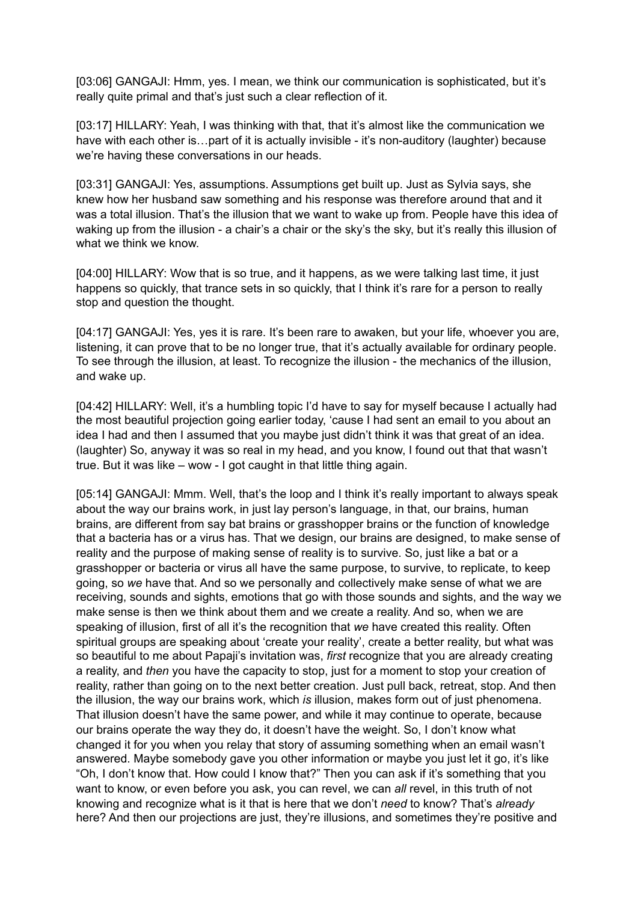[03:06] GANGAJI: Hmm, yes. I mean, we think our communication is sophisticated, but it's really quite primal and that's just such a clear reflection of it.

[03:17] HILLARY: Yeah, I was thinking with that, that it's almost like the communication we have with each other is…part of it is actually invisible - it's non-auditory (laughter) because we're having these conversations in our heads.

[03:31] GANGAJI: Yes, assumptions. Assumptions get built up. Just as Sylvia says, she knew how her husband saw something and his response was therefore around that and it was a total illusion. That's the illusion that we want to wake up from. People have this idea of waking up from the illusion - a chair's a chair or the sky's the sky, but it's really this illusion of what we think we know.

[04:00] HILLARY: Wow that is so true, and it happens, as we were talking last time, it just happens so quickly, that trance sets in so quickly, that I think it's rare for a person to really stop and question the thought.

[04:17] GANGAJI: Yes, yes it is rare. It's been rare to awaken, but your life, whoever you are, listening, it can prove that to be no longer true, that it's actually available for ordinary people. To see through the illusion, at least. To recognize the illusion - the mechanics of the illusion, and wake up.

[04:42] HILLARY: Well, it's a humbling topic I'd have to say for myself because I actually had the most beautiful projection going earlier today, 'cause I had sent an email to you about an idea I had and then I assumed that you maybe just didn't think it was that great of an idea. (laughter) So, anyway it was so real in my head, and you know, I found out that that wasn't true. But it was like – wow - I got caught in that little thing again.

[05:14] GANGAJI: Mmm. Well, that's the loop and I think it's really important to always speak about the way our brains work, in just lay person's language, in that, our brains, human brains, are different from say bat brains or grasshopper brains or the function of knowledge that a bacteria has or a virus has. That we design, our brains are designed, to make sense of reality and the purpose of making sense of reality is to survive. So, just like a bat or a grasshopper or bacteria or virus all have the same purpose, to survive, to replicate, to keep going, so *we* have that. And so we personally and collectively make sense of what we are receiving, sounds and sights, emotions that go with those sounds and sights, and the way we make sense is then we think about them and we create a reality. And so, when we are speaking of illusion, first of all it's the recognition that *we* have created this reality. Often spiritual groups are speaking about 'create your reality', create a better reality, but what was so beautiful to me about Papaji's invitation was, *first* recognize that you are already creating a reality, and *then* you have the capacity to stop, just for a moment to stop your creation of reality, rather than going on to the next better creation. Just pull back, retreat, stop. And then the illusion, the way our brains work, which *is* illusion, makes form out of just phenomena. That illusion doesn't have the same power, and while it may continue to operate, because our brains operate the way they do, it doesn't have the weight. So, I don't know what changed it for you when you relay that story of assuming something when an email wasn't answered. Maybe somebody gave you other information or maybe you just let it go, it's like "Oh, I don't know that. How could I know that?" Then you can ask if it's something that you want to know, or even before you ask, you can revel, we can *all* revel, in this truth of not knowing and recognize what is it that is here that we don't *need* to know? That's *already* here? And then our projections are just, they're illusions, and sometimes they're positive and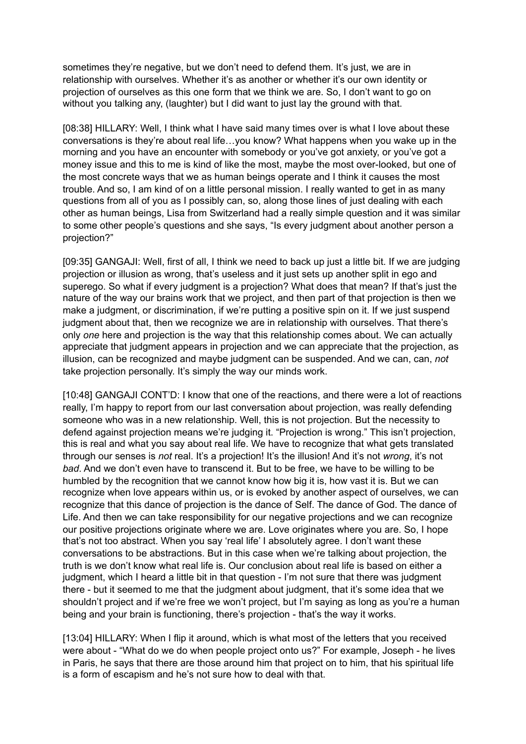sometimes they're negative, but we don't need to defend them. It's just, we are in relationship with ourselves. Whether it's as another or whether it's our own identity or projection of ourselves as this one form that we think we are. So, I don't want to go on without you talking any, (laughter) but I did want to just lay the ground with that.

[08:38] HILLARY: Well, I think what I have said many times over is what I love about these conversations is they're about real life…you know? What happens when you wake up in the morning and you have an encounter with somebody or you've got anxiety, or you've got a money issue and this to me is kind of like the most, maybe the most over-looked, but one of the most concrete ways that we as human beings operate and I think it causes the most trouble. And so, I am kind of on a little personal mission. I really wanted to get in as many questions from all of you as I possibly can, so, along those lines of just dealing with each other as human beings, Lisa from Switzerland had a really simple question and it was similar to some other people's questions and she says, "Is every judgment about another person a projection?"

[09:35] GANGAJI: Well, first of all, I think we need to back up just a little bit. If we are judging projection or illusion as wrong, that's useless and it just sets up another split in ego and superego. So what if every judgment is a projection? What does that mean? If that's just the nature of the way our brains work that we project, and then part of that projection is then we make a judgment, or discrimination, if we're putting a positive spin on it. If we just suspend judgment about that, then we recognize we are in relationship with ourselves. That there's only *one* here and projection is the way that this relationship comes about. We can actually appreciate that judgment appears in projection and we can appreciate that the projection, as illusion, can be recognized and maybe judgment can be suspended. And we can, can, *not* take projection personally. It's simply the way our minds work.

[10:48] GANGAJI CONT'D: I know that one of the reactions, and there were a lot of reactions really, I'm happy to report from our last conversation about projection, was really defending someone who was in a new relationship. Well, this is not projection. But the necessity to defend against projection means we're judging it. "Projection is wrong." This isn't projection, this is real and what you say about real life. We have to recognize that what gets translated through our senses is *not* real. It's a projection! It's the illusion! And it's not *wrong*, it's not *bad*. And we don't even have to transcend it. But to be free, we have to be willing to be humbled by the recognition that we cannot know how big it is, how vast it is. But we can recognize when love appears within us, or is evoked by another aspect of ourselves, we can recognize that this dance of projection is the dance of Self. The dance of God. The dance of Life. And then we can take responsibility for our negative projections and we can recognize our positive projections originate where we are. Love originates where you are. So, I hope that's not too abstract. When you say 'real life' I absolutely agree. I don't want these conversations to be abstractions. But in this case when we're talking about projection, the truth is we don't know what real life is. Our conclusion about real life is based on either a judgment, which I heard a little bit in that question - I'm not sure that there was judgment there - but it seemed to me that the judgment about judgment, that it's some idea that we shouldn't project and if we're free we won't project, but I'm saying as long as you're a human being and your brain is functioning, there's projection - that's the way it works.

[13:04] HILLARY: When I flip it around, which is what most of the letters that you received were about - "What do we do when people project onto us?" For example, Joseph - he lives in Paris, he says that there are those around him that project on to him, that his spiritual life is a form of escapism and he's not sure how to deal with that.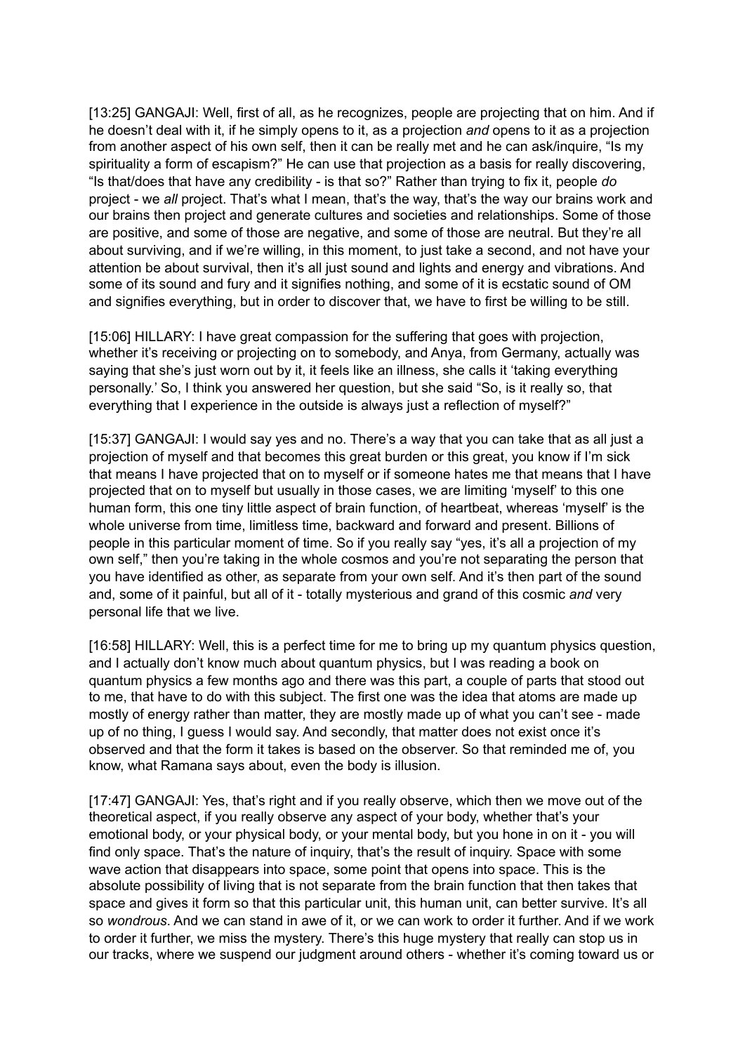[13:25] GANGAJI: Well, first of all, as he recognizes, people are projecting that on him. And if he doesn't deal with it, if he simply opens to it, as a projection *and* opens to it as a projection from another aspect of his own self, then it can be really met and he can ask/inquire, "Is my spirituality a form of escapism?" He can use that projection as a basis for really discovering, "Is that/does that have any credibility - is that so?" Rather than trying to fix it, people *do* project - we *all* project. That's what I mean, that's the way, that's the way our brains work and our brains then project and generate cultures and societies and relationships. Some of those are positive, and some of those are negative, and some of those are neutral. But they're all about surviving, and if we're willing, in this moment, to just take a second, and not have your attention be about survival, then it's all just sound and lights and energy and vibrations. And some of its sound and fury and it signifies nothing, and some of it is ecstatic sound of OM and signifies everything, but in order to discover that, we have to first be willing to be still.

[15:06] HILLARY: I have great compassion for the suffering that goes with projection, whether it's receiving or projecting on to somebody, and Anya, from Germany, actually was saying that she's just worn out by it, it feels like an illness, she calls it 'taking everything personally.' So, I think you answered her question, but she said "So, is it really so, that everything that I experience in the outside is always just a reflection of myself?"

[15:37] GANGAJI: I would say yes and no. There's a way that you can take that as all just a projection of myself and that becomes this great burden or this great, you know if I'm sick that means I have projected that on to myself or if someone hates me that means that I have projected that on to myself but usually in those cases, we are limiting 'myself' to this one human form, this one tiny little aspect of brain function, of heartbeat, whereas 'myself' is the whole universe from time, limitless time, backward and forward and present. Billions of people in this particular moment of time. So if you really say "yes, it's all a projection of my own self," then you're taking in the whole cosmos and you're not separating the person that you have identified as other, as separate from your own self. And it's then part of the sound and, some of it painful, but all of it - totally mysterious and grand of this cosmic *and* very personal life that we live.

[16:58] HILLARY: Well, this is a perfect time for me to bring up my quantum physics question, and I actually don't know much about quantum physics, but I was reading a book on quantum physics a few months ago and there was this part, a couple of parts that stood out to me, that have to do with this subject. The first one was the idea that atoms are made up mostly of energy rather than matter, they are mostly made up of what you can't see - made up of no thing, I guess I would say. And secondly, that matter does not exist once it's observed and that the form it takes is based on the observer. So that reminded me of, you know, what Ramana says about, even the body is illusion.

[17:47] GANGAJI: Yes, that's right and if you really observe, which then we move out of the theoretical aspect, if you really observe any aspect of your body, whether that's your emotional body, or your physical body, or your mental body, but you hone in on it - you will find only space. That's the nature of inquiry, that's the result of inquiry. Space with some wave action that disappears into space, some point that opens into space. This is the absolute possibility of living that is not separate from the brain function that then takes that space and gives it form so that this particular unit, this human unit, can better survive. It's all so *wondrous*. And we can stand in awe of it, or we can work to order it further. And if we work to order it further, we miss the mystery. There's this huge mystery that really can stop us in our tracks, where we suspend our judgment around others - whether it's coming toward us or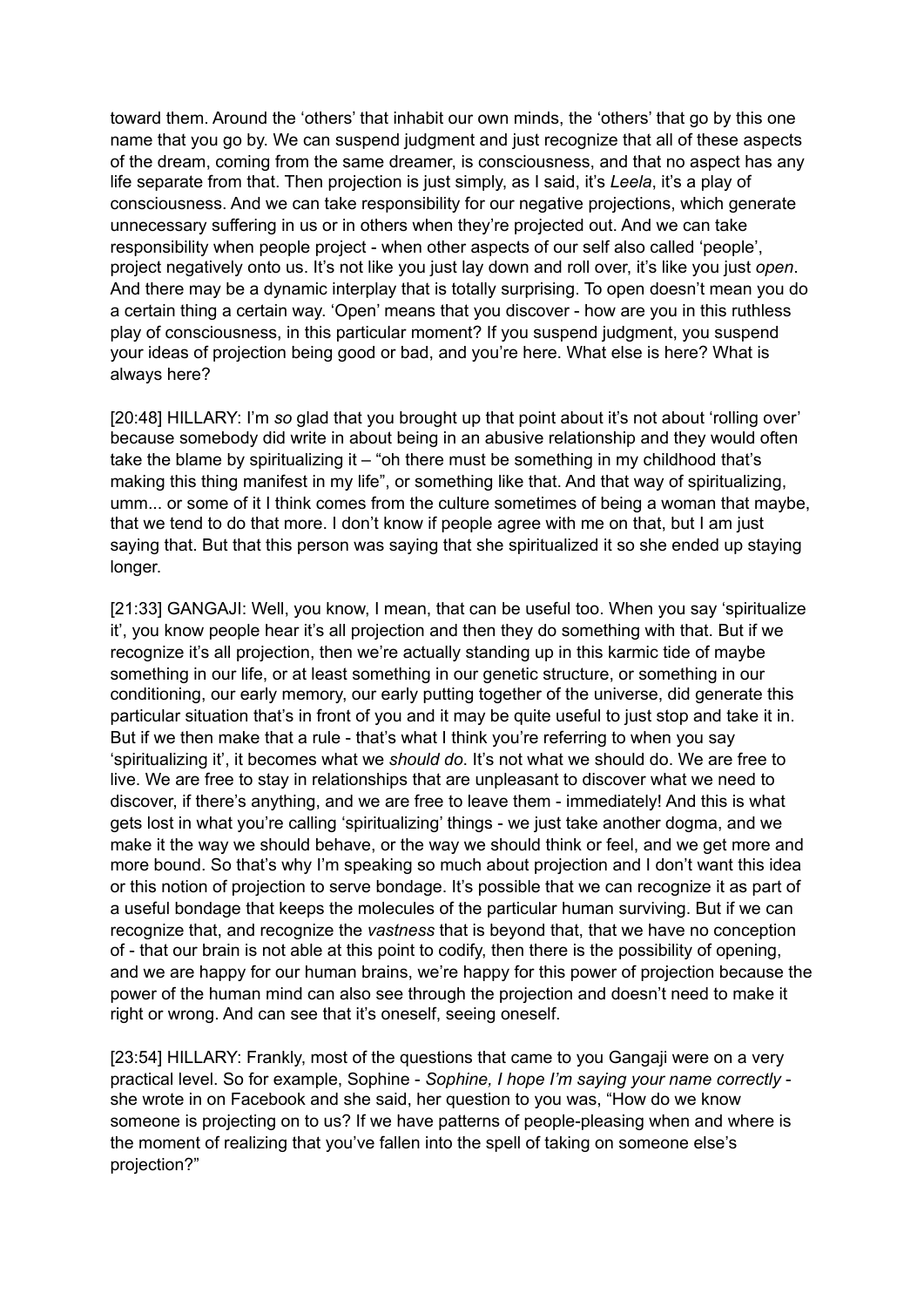toward them. Around the 'others' that inhabit our own minds, the 'others' that go by this one name that you go by. We can suspend judgment and just recognize that all of these aspects of the dream, coming from the same dreamer, is consciousness, and that no aspect has any life separate from that. Then projection is just simply, as I said, it's *Leela*, it's a play of consciousness. And we can take responsibility for our negative projections, which generate unnecessary suffering in us or in others when they're projected out. And we can take responsibility when people project - when other aspects of our self also called 'people', project negatively onto us. It's not like you just lay down and roll over, it's like you just *open*. And there may be a dynamic interplay that is totally surprising. To open doesn't mean you do a certain thing a certain way. 'Open' means that you discover - how are you in this ruthless play of consciousness, in this particular moment? If you suspend judgment, you suspend your ideas of projection being good or bad, and you're here. What else is here? What is always here?

[20:48] HILLARY: I'm *so* glad that you brought up that point about it's not about 'rolling over' because somebody did write in about being in an abusive relationship and they would often take the blame by spiritualizing it – "oh there must be something in my childhood that's making this thing manifest in my life", or something like that. And that way of spiritualizing, umm... or some of it I think comes from the culture sometimes of being a woman that maybe, that we tend to do that more. I don't know if people agree with me on that, but I am just saying that. But that this person was saying that she spiritualized it so she ended up staying longer.

[21:33] GANGAJI: Well, you know, I mean, that can be useful too. When you say 'spiritualize it', you know people hear it's all projection and then they do something with that. But if we recognize it's all projection, then we're actually standing up in this karmic tide of maybe something in our life, or at least something in our genetic structure, or something in our conditioning, our early memory, our early putting together of the universe, did generate this particular situation that's in front of you and it may be quite useful to just stop and take it in. But if we then make that a rule - that's what I think you're referring to when you say 'spiritualizing it', it becomes what we *should do*. It's not what we should do. We are free to live. We are free to stay in relationships that are unpleasant to discover what we need to discover, if there's anything, and we are free to leave them - immediately! And this is what gets lost in what you're calling 'spiritualizing' things - we just take another dogma, and we make it the way we should behave, or the way we should think or feel, and we get more and more bound. So that's why I'm speaking so much about projection and I don't want this idea or this notion of projection to serve bondage. It's possible that we can recognize it as part of a useful bondage that keeps the molecules of the particular human surviving. But if we can recognize that, and recognize the *vastness* that is beyond that, that we have no conception of - that our brain is not able at this point to codify, then there is the possibility of opening, and we are happy for our human brains, we're happy for this power of projection because the power of the human mind can also see through the projection and doesn't need to make it right or wrong. And can see that it's oneself, seeing oneself.

[23:54] HILLARY: Frankly, most of the questions that came to you Gangaji were on a very practical level. So for example, Sophine - *Sophine, I hope I'm saying your name correctly* - she wrote in on Facebook and she said, her question to you was, "How do we know someone is projecting on to us? If we have patterns of people-pleasing when and where is the moment of realizing that you've fallen into the spell of taking on someone else's projection?"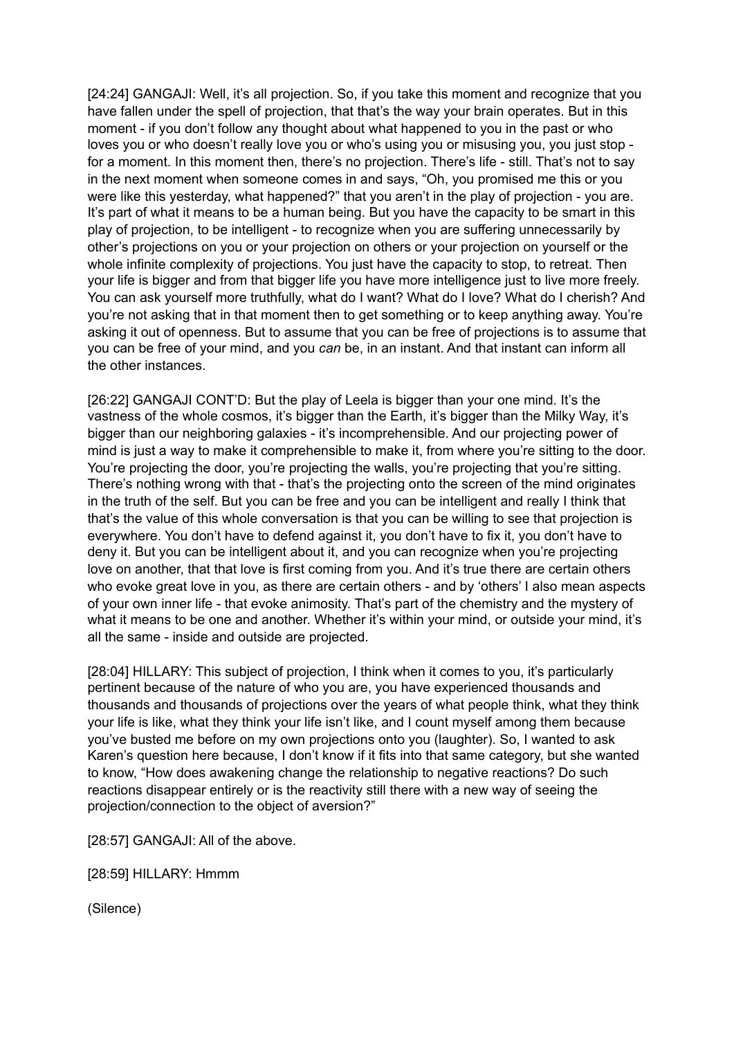[24:24] GANGAJI: Well, it's all projection. So, if you take this moment and recognize that you have fallen under the spell of projection, that that's the way your brain operates. But in this moment - if you don't follow any thought about what happened to you in the past or who loves you or who doesn't really love you or who's using you or misusing you, you just stop - for a moment. In this moment then, there's no projection. There's life - still. That's not to say in the next moment when someone comes in and says, "Oh, you promised me this or you were like this yesterday, what happened?" that you aren't in the play of projection - you are. It's part of what it means to be a human being. But you have the capacity to be smart in this play of projection, to be intelligent - to recognize when you are suffering unnecessarily by other's projections on you or your projection on others or your projection on yourself or the whole infinite complexity of projections. You just have the capacity to stop, to retreat. Then your life is bigger and from that bigger life you have more intelligence just to live more freely. You can ask yourself more truthfully, what do I want? What do I love? What do I cherish? And you're not asking that in that moment then to get something or to keep anything away. You're asking it out of openness. But to assume that you can be free of projections is to assume that you can be free of your mind, and you *can* be, in an instant. And that instant can inform all the other instances.

[26:22] GANGAJI CONT'D: But the play of Leela is bigger than your one mind. It's the vastness of the whole cosmos, it's bigger than the Earth, it's bigger than the Milky Way, it's bigger than our neighboring galaxies - it's incomprehensible. And our projecting power of mind is just a way to make it comprehensible to make it, from where you're sitting to the door. You're projecting the door, you're projecting the walls, you're projecting that you're sitting. There's nothing wrong with that - that's the projecting onto the screen of the mind originates in the truth of the self. But you can be free and you can be intelligent and really I think that that's the value of this whole conversation is that you can be willing to see that projection is everywhere. You don't have to defend against it, you don't have to fix it, you don't have to deny it. But you can be intelligent about it, and you can recognize when you're projecting love on another, that that love is first coming from you. And it's true there are certain others who evoke great love in you, as there are certain others - and by 'others' I also mean aspects of your own inner life - that evoke animosity. That's part of the chemistry and the mystery of what it means to be one and another. Whether it's within your mind, or outside your mind, it's all the same - inside and outside are projected.

[28:04] HILLARY: This subject of projection, I think when it comes to you, it's particularly pertinent because of the nature of who you are, you have experienced thousands and thousands and thousands of projections over the years of what people think, what they think your life is like, what they think your life isn't like, and I count myself among them because you've busted me before on my own projections onto you (laughter). So, I wanted to ask Karen's question here because, I don't know if it fits into that same category, but she wanted to know, "How does awakening change the relationship to negative reactions? Do such reactions disappear entirely or is the reactivity still there with a new way of seeing the projection/connection to the object of aversion?"

[28:57] GANGAJI: All of the above.

[28:59] HILLARY: Hmmm

(Silence)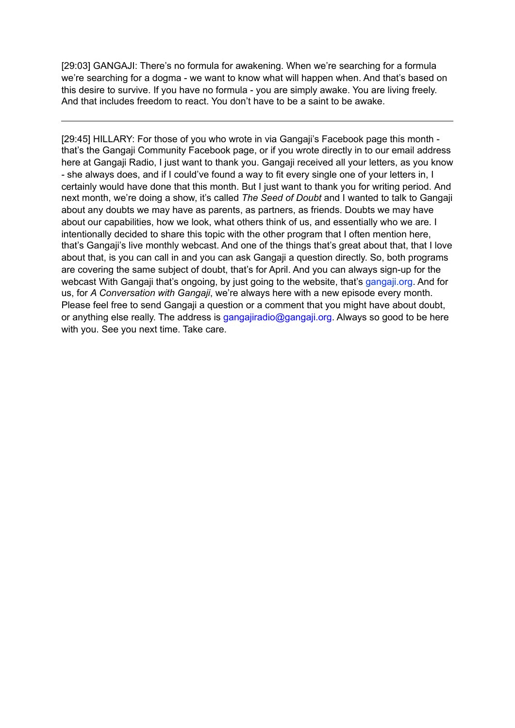[29:03] GANGAJI: There's no formula for awakening. When we're searching for a formula we're searching for a dogma - we want to know what will happen when. And that's based on this desire to survive. If you have no formula - you are simply awake. You are living freely. And that includes freedom to react. You don't have to be a saint to be awake.

---

[29:45] HILLARY: For those of you who wrote in via Gangaji's Facebook page this month - that's the Gangaji Community Facebook page, or if you wrote directly in to our email address here at Gangaji Radio, I just want to thank you. Gangaji received all your letters, as you know - she always does, and if I could've found a way to fit every single one of your letters in, I certainly would have done that this month. But I just want to thank you for writing period. And next month, we're doing a show, it's called *The Seed of Doubt* and I wanted to talk to Gangaji about any doubts we may have as parents, as partners, as friends. Doubts we may have about our capabilities, how we look, what others think of us, and essentially who we are. I intentionally decided to share this topic with the other program that I often mention here, that's Gangaji's live monthly webcast. And one of the things that's great about that, that I love about that, is you can call in and you can ask Gangaji a question directly. So, both programs are covering the same subject of doubt, that's for April. And you can always sign-up for the webcast With Gangaji that's ongoing, by just going to the website, that's gangaji.org. And for us, for *A Conversation with Gangaji*, we're always here with a new episode every month. Please feel free to send Gangaji a question or a comment that you might have about doubt, or anything else really. The address is gangajiradio@gangaji.org. Always so good to be here with you. See you next time. Take care.